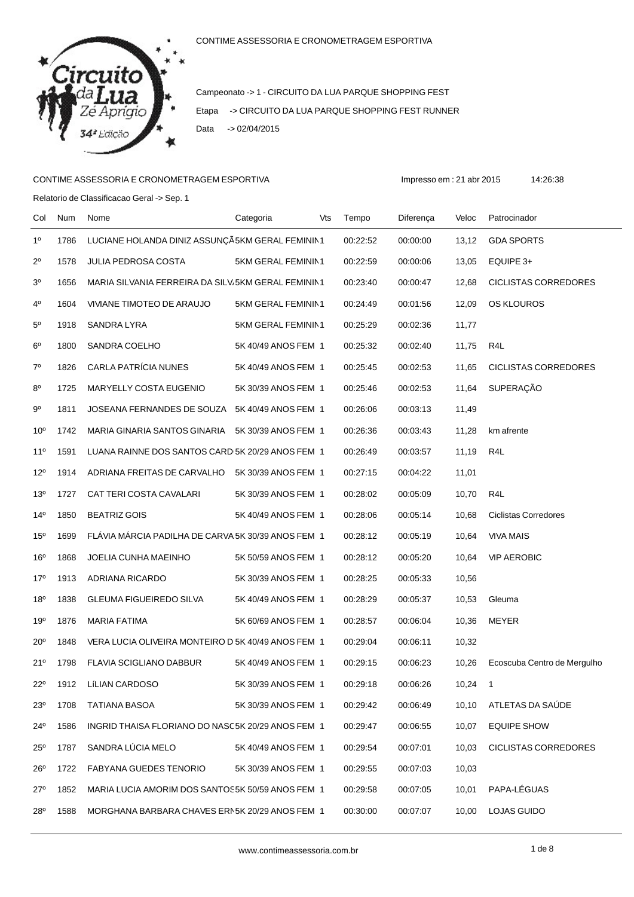CONTIME ASSESSORIA E CRONOMETRAGEM ESPORTIVA

Campeonato -> 1 - CIRCUITO DA LUA PARQUE SHOPPING FEST

Etapa -> CIRCUITO DA LUA PARQUE SHOPPING FEST RUNNER

Data -> 02/04/2015

CONTIME ASSESSORIA E CRONOMETRAGEM ESPORTIVA

Impresso em : 21 abr 2015 14:26:38

Relatorio de Classificacao Geral -> Sep. 1

| Col | Num | Nome | Categoria | Vts | Tempo | Diferença | Veloc | Patrocinador |
|---|---|---|---|---|---|---|---|---|
| 1º | 1786 | LUCIANE HOLANDA DINIZ ASSUNÇÃ | 5KM GERAL FEMININ | 1 | 00:22:52 | 00:00:00 | 13,12 | GDA SPORTS |
| 2º | 1578 | JULIA PEDROSA COSTA | 5KM GERAL FEMININ | 1 | 00:22:59 | 00:00:06 | 13,05 | EQUIPE 3+ |
| 3º | 1656 | MARIA SILVANIA FERREIRA DA SILV | 5KM GERAL FEMININ | 1 | 00:23:40 | 00:00:47 | 12,68 | CICLISTAS CORREDORES |
| 4º | 1604 | VIVIANE TIMOTEO DE ARAUJO | 5KM GERAL FEMININ | 1 | 00:24:49 | 00:01:56 | 12,09 | OS KLOUROS |
| 5º | 1918 | SANDRA LYRA | 5KM GERAL FEMININ | 1 | 00:25:29 | 00:02:36 | 11,77 | |
| 6º | 1800 | SANDRA COELHO | 5K 40/49 ANOS FEM | 1 | 00:25:32 | 00:02:40 | 11,75 | R4L |
| 7º | 1826 | CARLA PATRÍCIA NUNES | 5K 40/49 ANOS FEM | 1 | 00:25:45 | 00:02:53 | 11,65 | CICLISTAS CORREDORES |
| 8º | 1725 | MARYELLY COSTA EUGENIO | 5K 30/39 ANOS FEM | 1 | 00:25:46 | 00:02:53 | 11,64 | SUPERAÇÃO |
| 9º | 1811 | JOSEANA FERNANDES DE SOUZA | 5K 40/49 ANOS FEM | 1 | 00:26:06 | 00:03:13 | 11,49 | |
| 10º | 1742 | MARIA GINARIA SANTOS GINARIA | 5K 30/39 ANOS FEM | 1 | 00:26:36 | 00:03:43 | 11,28 | km afrente |
| 11º | 1591 | LUANA RAINNE DOS SANTOS CARD | 5K 20/29 ANOS FEM | 1 | 00:26:49 | 00:03:57 | 11,19 | R4L |
| 12º | 1914 | ADRIANA FREITAS DE CARVALHO | 5K 30/39 ANOS FEM | 1 | 00:27:15 | 00:04:22 | 11,01 | |
| 13º | 1727 | CAT TERI COSTA CAVALARI | 5K 30/39 ANOS FEM | 1 | 00:28:02 | 00:05:09 | 10,70 | R4L |
| 14º | 1850 | BEATRIZ GOIS | 5K 40/49 ANOS FEM | 1 | 00:28:06 | 00:05:14 | 10,68 | Ciclistas Corredores |
| 15º | 1699 | FLÁVIA MÁRCIA PADILHA DE CARVA | 5K 30/39 ANOS FEM | 1 | 00:28:12 | 00:05:19 | 10,64 | VIVA MAIS |
| 16º | 1868 | JOELIA CUNHA MAEINHO | 5K 50/59 ANOS FEM | 1 | 00:28:12 | 00:05:20 | 10,64 | VIP AEROBIC |
| 17º | 1913 | ADRIANA RICARDO | 5K 30/39 ANOS FEM | 1 | 00:28:25 | 00:05:33 | 10,56 | |
| 18º | 1838 | GLEUMA FIGUEIREDO SILVA | 5K 40/49 ANOS FEM | 1 | 00:28:29 | 00:05:37 | 10,53 | Gleuma |
| 19º | 1876 | MARIA FATIMA | 5K 60/69 ANOS FEM | 1 | 00:28:57 | 00:06:04 | 10,36 | MEYER |
| 20º | 1848 | VERA LUCIA OLIVEIRA MONTEIRO D | 5K 40/49 ANOS FEM | 1 | 00:29:04 | 00:06:11 | 10,32 | |
| 21º | 1798 | FLAVIA SCIGLIANO DABBUR | 5K 40/49 ANOS FEM | 1 | 00:29:15 | 00:06:23 | 10,26 | Ecoscuba Centro de Mergulho |
| 22º | 1912 | LíLIAN CARDOSO | 5K 30/39 ANOS FEM | 1 | 00:29:18 | 00:06:26 | 10,24 | 1 |
| 23º | 1708 | TATIANA BASOA | 5K 30/39 ANOS FEM | 1 | 00:29:42 | 00:06:49 | 10,10 | ATLETAS DA SAÚDE |
| 24º | 1586 | INGRID THAISA FLORIANO DO NASC | 5K 20/29 ANOS FEM | 1 | 00:29:47 | 00:06:55 | 10,07 | EQUIPE SHOW |
| 25º | 1787 | SANDRA LÚCIA MELO | 5K 40/49 ANOS FEM | 1 | 00:29:54 | 00:07:01 | 10,03 | CICLISTAS CORREDORES |
| 26º | 1722 | FABYANA GUEDES TENORIO | 5K 30/39 ANOS FEM | 1 | 00:29:55 | 00:07:03 | 10,03 | |
| 27º | 1852 | MARIA LUCIA AMORIM DOS SANTOS | 5K 50/59 ANOS FEM | 1 | 00:29:58 | 00:07:05 | 10,01 | PAPA-LÉGUAS |
| 28º | 1588 | MORGHANA BARBARA CHAVES ERN | 5K 20/29 ANOS FEM | 1 | 00:30:00 | 00:07:07 | 10,00 | LOJAS GUIDO |

www.contimeassessoria.com.br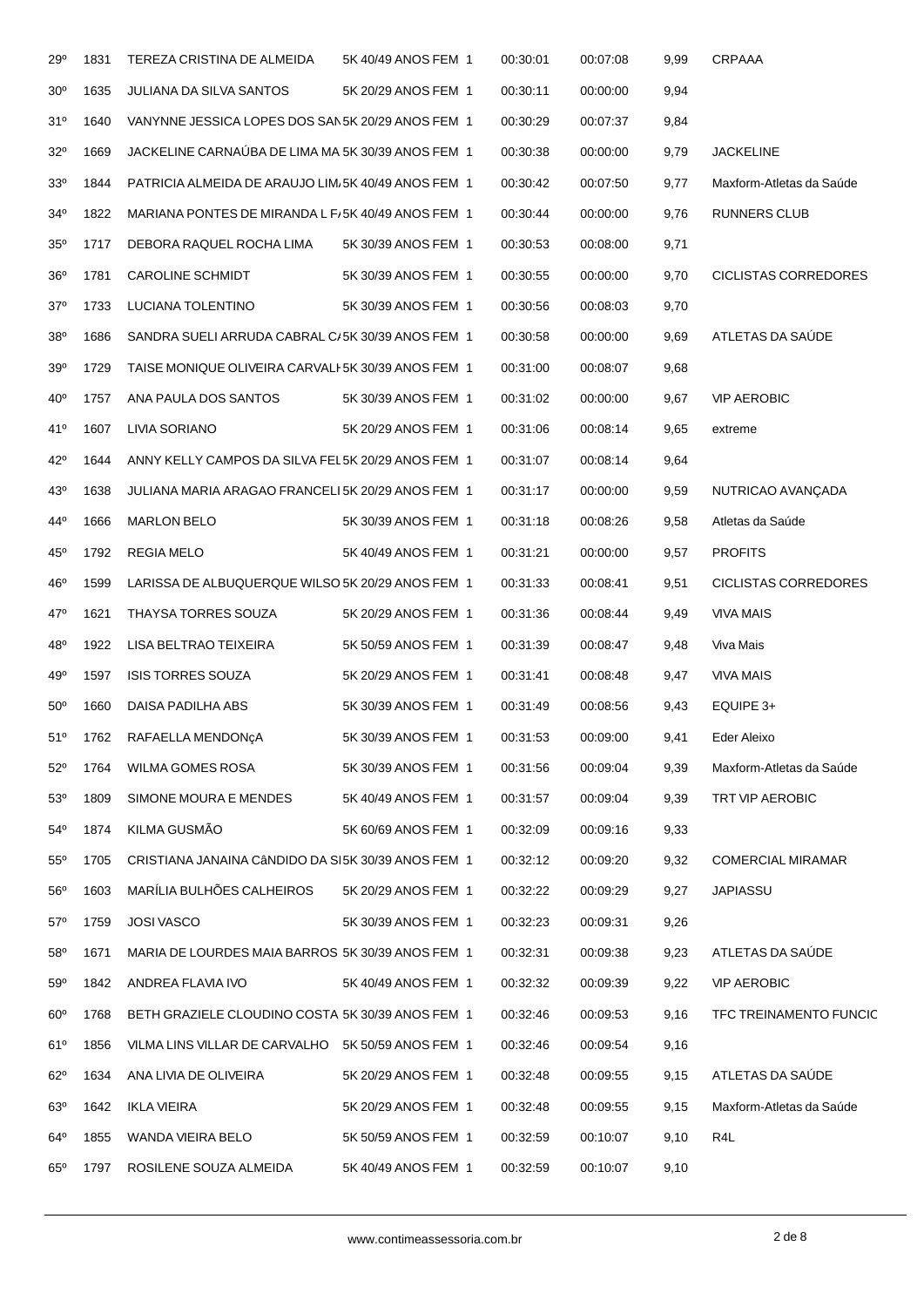| | | | | | | | |
|---|---|---|---|---|---|---|---|
| 29º | 1831 | TEREZA CRISTINA DE ALMEIDA | 5K 40/49 ANOS FEM 1 | 00:30:01 | 00:07:08 | 9,99 | CRPAAA |
| 30º | 1635 | JULIANA DA SILVA SANTOS | 5K 20/29 ANOS FEM 1 | 00:30:11 | 00:00:00 | 9,94 | |
| 31º | 1640 | VANYNNE JESSICA LOPES DOS SAN | 5K 20/29 ANOS FEM 1 | 00:30:29 | 00:07:37 | 9,84 | |
| 32º | 1669 | JACKELINE CARNAÚBA DE LIMA MA | 5K 30/39 ANOS FEM 1 | 00:30:38 | 00:00:00 | 9,79 | JACKELINE |
| 33º | 1844 | PATRICIA ALMEIDA DE ARAUJO LIM | 5K 40/49 ANOS FEM 1 | 00:30:42 | 00:07:50 | 9,77 | Maxform-Atletas da Saúde |
| 34º | 1822 | MARIANA PONTES DE MIRANDA L F | 5K 40/49 ANOS FEM 1 | 00:30:44 | 00:00:00 | 9,76 | RUNNERS CLUB |
| 35º | 1717 | DEBORA RAQUEL ROCHA LIMA | 5K 30/39 ANOS FEM 1 | 00:30:53 | 00:08:00 | 9,71 | |
| 36º | 1781 | CAROLINE SCHMIDT | 5K 30/39 ANOS FEM 1 | 00:30:55 | 00:00:00 | 9,70 | CICLISTAS CORREDORES |
| 37º | 1733 | LUCIANA TOLENTINO | 5K 30/39 ANOS FEM 1 | 00:30:56 | 00:08:03 | 9,70 | |
| 38º | 1686 | SANDRA SUELI ARRUDA CABRAL C | 5K 30/39 ANOS FEM 1 | 00:30:58 | 00:00:00 | 9,69 | ATLETAS DA SAÚDE |
| 39º | 1729 | TAISE MONIQUE OLIVEIRA CARVALH | 5K 30/39 ANOS FEM 1 | 00:31:00 | 00:08:07 | 9,68 | |
| 40º | 1757 | ANA PAULA DOS SANTOS | 5K 30/39 ANOS FEM 1 | 00:31:02 | 00:00:00 | 9,67 | VIP AEROBIC |
| 41º | 1607 | LIVIA SORIANO | 5K 20/29 ANOS FEM 1 | 00:31:06 | 00:08:14 | 9,65 | extreme |
| 42º | 1644 | ANNY KELLY CAMPOS DA SILVA FEI | 5K 20/29 ANOS FEM 1 | 00:31:07 | 00:08:14 | 9,64 | |
| 43º | 1638 | JULIANA MARIA ARAGAO FRANCELI | 5K 20/29 ANOS FEM 1 | 00:31:17 | 00:00:00 | 9,59 | NUTRICAO AVANÇADA |
| 44º | 1666 | MARLON BELO | 5K 30/39 ANOS FEM 1 | 00:31:18 | 00:08:26 | 9,58 | Atletas da Saúde |
| 45º | 1792 | REGIA MELO | 5K 40/49 ANOS FEM 1 | 00:31:21 | 00:00:00 | 9,57 | PROFITS |
| 46º | 1599 | LARISSA DE ALBUQUERQUE WILSO | 5K 20/29 ANOS FEM 1 | 00:31:33 | 00:08:41 | 9,51 | CICLISTAS CORREDORES |
| 47º | 1621 | THAYSA TORRES SOUZA | 5K 20/29 ANOS FEM 1 | 00:31:36 | 00:08:44 | 9,49 | VIVA MAIS |
| 48º | 1922 | LISA BELTRAO TEIXEIRA | 5K 50/59 ANOS FEM 1 | 00:31:39 | 00:08:47 | 9,48 | Viva Mais |
| 49º | 1597 | ISIS TORRES SOUZA | 5K 20/29 ANOS FEM 1 | 00:31:41 | 00:08:48 | 9,47 | VIVA MAIS |
| 50º | 1660 | DAISA PADILHA ABS | 5K 30/39 ANOS FEM 1 | 00:31:49 | 00:08:56 | 9,43 | EQUIPE 3+ |
| 51º | 1762 | RAFAELLA MENDONçA | 5K 30/39 ANOS FEM 1 | 00:31:53 | 00:09:00 | 9,41 | Eder Aleixo |
| 52º | 1764 | WILMA GOMES ROSA | 5K 30/39 ANOS FEM 1 | 00:31:56 | 00:09:04 | 9,39 | Maxform-Atletas da Saúde |
| 53º | 1809 | SIMONE MOURA E MENDES | 5K 40/49 ANOS FEM 1 | 00:31:57 | 00:09:04 | 9,39 | TRT VIP AEROBIC |
| 54º | 1874 | KILMA GUSMÃO | 5K 60/69 ANOS FEM 1 | 00:32:09 | 00:09:16 | 9,33 | |
| 55º | 1705 | CRISTIANA JANAINA CâNDIDO DA SI | 5K 30/39 ANOS FEM 1 | 00:32:12 | 00:09:20 | 9,32 | COMERCIAL MIRAMAR |
| 56º | 1603 | MARÍLIA BULHÕES CALHEIROS | 5K 20/29 ANOS FEM 1 | 00:32:22 | 00:09:29 | 9,27 | JAPIASSU |
| 57º | 1759 | JOSI VASCO | 5K 30/39 ANOS FEM 1 | 00:32:23 | 00:09:31 | 9,26 | |
| 58º | 1671 | MARIA DE LOURDES MAIA BARROS | 5K 30/39 ANOS FEM 1 | 00:32:31 | 00:09:38 | 9,23 | ATLETAS DA SAÚDE |
| 59º | 1842 | ANDREA FLAVIA IVO | 5K 40/49 ANOS FEM 1 | 00:32:32 | 00:09:39 | 9,22 | VIP AEROBIC |
| 60º | 1768 | BETH GRAZIELE CLOUDINO COSTA | 5K 30/39 ANOS FEM 1 | 00:32:46 | 00:09:53 | 9,16 | TFC TREINAMENTO FUNCIC |
| 61º | 1856 | VILMA LINS VILLAR DE CARVALHO | 5K 50/59 ANOS FEM 1 | 00:32:46 | 00:09:54 | 9,16 | |
| 62º | 1634 | ANA LIVIA DE OLIVEIRA | 5K 20/29 ANOS FEM 1 | 00:32:48 | 00:09:55 | 9,15 | ATLETAS DA SAÚDE |
| 63º | 1642 | IKLA VIEIRA | 5K 20/29 ANOS FEM 1 | 00:32:48 | 00:09:55 | 9,15 | Maxform-Atletas da Saúde |
| 64º | 1855 | WANDA VIEIRA BELO | 5K 50/59 ANOS FEM 1 | 00:32:59 | 00:10:07 | 9,10 | R4L |
| 65º | 1797 | ROSILENE SOUZA ALMEIDA | 5K 40/49 ANOS FEM 1 | 00:32:59 | 00:10:07 | 9,10 | |

www.contimeassessoria.com.br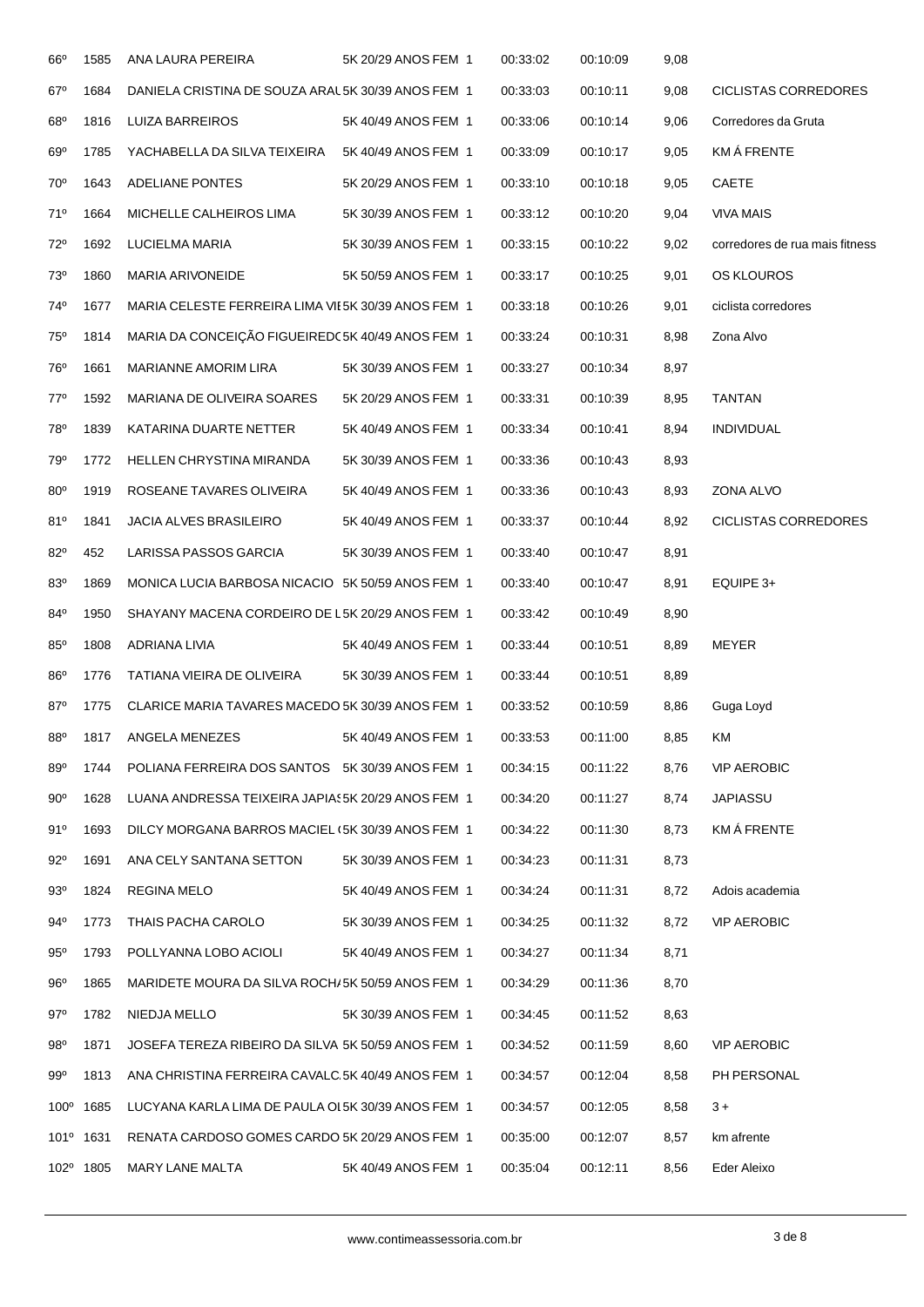| | | | | | | | |
|---|---|---|---|---|---|---|---|
| 66º | 1585 | ANA LAURA PEREIRA | 5K 20/29 ANOS FEM 1 | 00:33:02 | 00:10:09 | 9,08 | |
| 67º | 1684 | DANIELA CRISTINA DE SOUZA ARAU | 5K 30/39 ANOS FEM 1 | 00:33:03 | 00:10:11 | 9,08 | CICLISTAS CORREDORES |
| 68º | 1816 | LUIZA BARREIROS | 5K 40/49 ANOS FEM 1 | 00:33:06 | 00:10:14 | 9,06 | Corredores da Gruta |
| 69º | 1785 | YACHABELLA DA SILVA TEIXEIRA | 5K 40/49 ANOS FEM 1 | 00:33:09 | 00:10:17 | 9,05 | KM Á FRENTE |
| 70º | 1643 | ADELIANE PONTES | 5K 20/29 ANOS FEM 1 | 00:33:10 | 00:10:18 | 9,05 | CAETE |
| 71º | 1664 | MICHELLE CALHEIROS LIMA | 5K 30/39 ANOS FEM 1 | 00:33:12 | 00:10:20 | 9,04 | VIVA MAIS |
| 72º | 1692 | LUCIELMA MARIA | 5K 30/39 ANOS FEM 1 | 00:33:15 | 00:10:22 | 9,02 | corredores de rua mais fitness |
| 73º | 1860 | MARIA ARIVONEIDE | 5K 50/59 ANOS FEM 1 | 00:33:17 | 00:10:25 | 9,01 | OS KLOUROS |
| 74º | 1677 | MARIA CELESTE FERREIRA LIMA VI | 5K 30/39 ANOS FEM 1 | 00:33:18 | 00:10:26 | 9,01 | ciclista corredores |
| 75º | 1814 | MARIA DA CONCEIÇÃO FIGUEIREDO | 5K 40/49 ANOS FEM 1 | 00:33:24 | 00:10:31 | 8,98 | Zona Alvo |
| 76º | 1661 | MARIANNE AMORIM LIRA | 5K 30/39 ANOS FEM 1 | 00:33:27 | 00:10:34 | 8,97 | |
| 77º | 1592 | MARIANA DE OLIVEIRA SOARES | 5K 20/29 ANOS FEM 1 | 00:33:31 | 00:10:39 | 8,95 | TANTAN |
| 78º | 1839 | KATARINA DUARTE NETTER | 5K 40/49 ANOS FEM 1 | 00:33:34 | 00:10:41 | 8,94 | INDIVIDUAL |
| 79º | 1772 | HELLEN CHRYSTINA MIRANDA | 5K 30/39 ANOS FEM 1 | 00:33:36 | 00:10:43 | 8,93 | |
| 80º | 1919 | ROSEANE TAVARES OLIVEIRA | 5K 40/49 ANOS FEM 1 | 00:33:36 | 00:10:43 | 8,93 | ZONA ALVO |
| 81º | 1841 | JACIA ALVES BRASILEIRO | 5K 40/49 ANOS FEM 1 | 00:33:37 | 00:10:44 | 8,92 | CICLISTAS CORREDORES |
| 82º | 452 | LARISSA PASSOS GARCIA | 5K 30/39 ANOS FEM 1 | 00:33:40 | 00:10:47 | 8,91 | |
| 83º | 1869 | MONICA LUCIA BARBOSA NICACIO | 5K 50/59 ANOS FEM 1 | 00:33:40 | 00:10:47 | 8,91 | EQUIPE 3+ |
| 84º | 1950 | SHAYANY MACENA CORDEIRO DE L | 5K 20/29 ANOS FEM 1 | 00:33:42 | 00:10:49 | 8,90 | |
| 85º | 1808 | ADRIANA LIVIA | 5K 40/49 ANOS FEM 1 | 00:33:44 | 00:10:51 | 8,89 | MEYER |
| 86º | 1776 | TATIANA VIEIRA DE OLIVEIRA | 5K 30/39 ANOS FEM 1 | 00:33:44 | 00:10:51 | 8,89 | |
| 87º | 1775 | CLARICE MARIA TAVARES MACEDO | 5K 30/39 ANOS FEM 1 | 00:33:52 | 00:10:59 | 8,86 | Guga Loyd |
| 88º | 1817 | ANGELA MENEZES | 5K 40/49 ANOS FEM 1 | 00:33:53 | 00:11:00 | 8,85 | KM |
| 89º | 1744 | POLIANA FERREIRA DOS SANTOS | 5K 30/39 ANOS FEM 1 | 00:34:15 | 00:11:22 | 8,76 | VIP AEROBIC |
| 90º | 1628 | LUANA ANDRESSA TEIXEIRA JAPIAS | 5K 20/29 ANOS FEM 1 | 00:34:20 | 00:11:27 | 8,74 | JAPIASSU |
| 91º | 1693 | DILCY MORGANA BARROS MACIEL ( | 5K 30/39 ANOS FEM 1 | 00:34:22 | 00:11:30 | 8,73 | KM Á FRENTE |
| 92º | 1691 | ANA CELY SANTANA SETTON | 5K 30/39 ANOS FEM 1 | 00:34:23 | 00:11:31 | 8,73 | |
| 93º | 1824 | REGINA MELO | 5K 40/49 ANOS FEM 1 | 00:34:24 | 00:11:31 | 8,72 | Adois academia |
| 94º | 1773 | THAIS PACHA CAROLO | 5K 30/39 ANOS FEM 1 | 00:34:25 | 00:11:32 | 8,72 | VIP AEROBIC |
| 95º | 1793 | POLLYANNA LOBO ACIOLI | 5K 40/49 ANOS FEM 1 | 00:34:27 | 00:11:34 | 8,71 | |
| 96º | 1865 | MARIDETE MOURA DA SILVA ROCHA | 5K 50/59 ANOS FEM 1 | 00:34:29 | 00:11:36 | 8,70 | |
| 97º | 1782 | NIEDJA MELLO | 5K 30/39 ANOS FEM 1 | 00:34:45 | 00:11:52 | 8,63 | |
| 98º | 1871 | JOSEFA TEREZA RIBEIRO DA SILVA | 5K 50/59 ANOS FEM 1 | 00:34:52 | 00:11:59 | 8,60 | VIP AEROBIC |
| 99º | 1813 | ANA CHRISTINA FERREIRA CAVALC | 5K 40/49 ANOS FEM 1 | 00:34:57 | 00:12:04 | 8,58 | PH PERSONAL |
| 100º | 1685 | LUCYANA KARLA LIMA DE PAULA OL | 5K 30/39 ANOS FEM 1 | 00:34:57 | 00:12:05 | 8,58 | 3 + |
| 101º | 1631 | RENATA CARDOSO GOMES CARDO | 5K 20/29 ANOS FEM 1 | 00:35:00 | 00:12:07 | 8,57 | km afrente |
| 102º | 1805 | MARY LANE MALTA | 5K 40/49 ANOS FEM 1 | 00:35:04 | 00:12:11 | 8,56 | Eder Aleixo |

www.contimeassessoria.com.br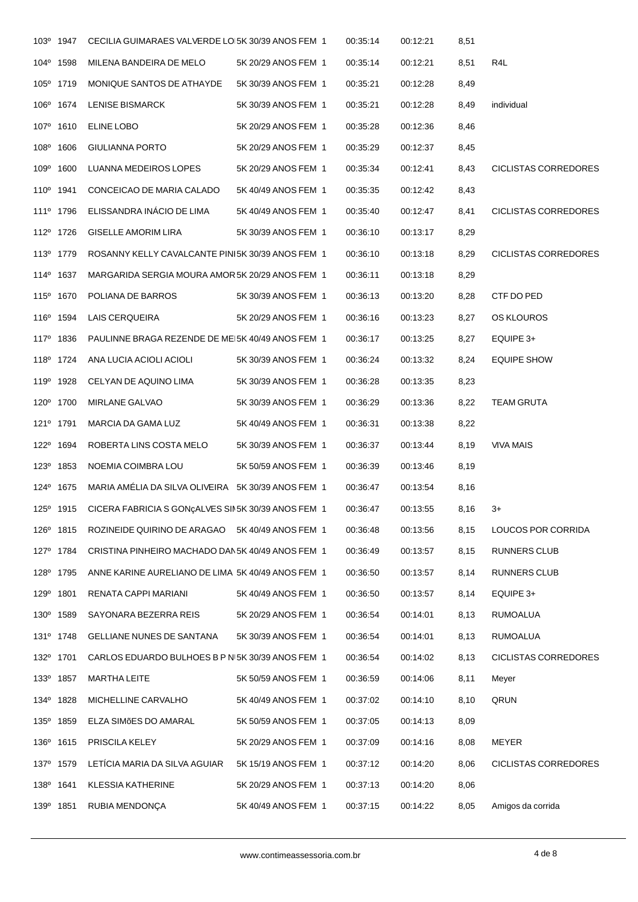| | | | | | | | |
|---|---|---|---|---|---|---|---|
| 103º | 1947 | CECILIA GUIMARAES VALVERDE LO | 5K 30/39 ANOS FEM 1 | 00:35:14 | 00:12:21 | 8,51 | |
| 104º | 1598 | MILENA BANDEIRA DE MELO | 5K 20/29 ANOS FEM 1 | 00:35:14 | 00:12:21 | 8,51 | R4L |
| 105º | 1719 | MONIQUE SANTOS DE ATHAYDE | 5K 30/39 ANOS FEM 1 | 00:35:21 | 00:12:28 | 8,49 | |
| 106º | 1674 | LENISE BISMARCK | 5K 30/39 ANOS FEM 1 | 00:35:21 | 00:12:28 | 8,49 | individual |
| 107º | 1610 | ELINE LOBO | 5K 20/29 ANOS FEM 1 | 00:35:28 | 00:12:36 | 8,46 | |
| 108º | 1606 | GIULIANNA PORTO | 5K 20/29 ANOS FEM 1 | 00:35:29 | 00:12:37 | 8,45 | |
| 109º | 1600 | LUANNA MEDEIROS LOPES | 5K 20/29 ANOS FEM 1 | 00:35:34 | 00:12:41 | 8,43 | CICLISTAS CORREDORES |
| 110º | 1941 | CONCEICAO DE MARIA CALADO | 5K 40/49 ANOS FEM 1 | 00:35:35 | 00:12:42 | 8,43 | |
| 111º | 1796 | ELISSANDRA INÁCIO DE LIMA | 5K 40/49 ANOS FEM 1 | 00:35:40 | 00:12:47 | 8,41 | CICLISTAS CORREDORES |
| 112º | 1726 | GISELLE AMORIM LIRA | 5K 30/39 ANOS FEM 1 | 00:36:10 | 00:13:17 | 8,29 | |
| 113º | 1779 | ROSANNY KELLY CAVALCANTE PINI | 5K 30/39 ANOS FEM 1 | 00:36:10 | 00:13:18 | 8,29 | CICLISTAS CORREDORES |
| 114º | 1637 | MARGARIDA SERGIA MOURA AMOR | 5K 20/29 ANOS FEM 1 | 00:36:11 | 00:13:18 | 8,29 | |
| 115º | 1670 | POLIANA DE BARROS | 5K 30/39 ANOS FEM 1 | 00:36:13 | 00:13:20 | 8,28 | CTF DO PED |
| 116º | 1594 | LAIS CERQUEIRA | 5K 20/29 ANOS FEM 1 | 00:36:16 | 00:13:23 | 8,27 | OS KLOUROS |
| 117º | 1836 | PAULINNE BRAGA REZENDE DE ME | 5K 40/49 ANOS FEM 1 | 00:36:17 | 00:13:25 | 8,27 | EQUIPE 3+ |
| 118º | 1724 | ANA LUCIA ACIOLI ACIOLI | 5K 30/39 ANOS FEM 1 | 00:36:24 | 00:13:32 | 8,24 | EQUIPE SHOW |
| 119º | 1928 | CELYAN DE AQUINO LIMA | 5K 30/39 ANOS FEM 1 | 00:36:28 | 00:13:35 | 8,23 | |
| 120º | 1700 | MIRLANE GALVAO | 5K 30/39 ANOS FEM 1 | 00:36:29 | 00:13:36 | 8,22 | TEAM GRUTA |
| 121º | 1791 | MARCIA DA GAMA LUZ | 5K 40/49 ANOS FEM 1 | 00:36:31 | 00:13:38 | 8,22 | |
| 122º | 1694 | ROBERTA LINS COSTA MELO | 5K 30/39 ANOS FEM 1 | 00:36:37 | 00:13:44 | 8,19 | VIVA MAIS |
| 123º | 1853 | NOEMIA COIMBRA LOU | 5K 50/59 ANOS FEM 1 | 00:36:39 | 00:13:46 | 8,19 | |
| 124º | 1675 | MARIA AMÉLIA DA SILVA OLIVEIRA | 5K 30/39 ANOS FEM 1 | 00:36:47 | 00:13:54 | 8,16 | |
| 125º | 1915 | CICERA FABRICIA S GONçALVES SI | 5K 30/39 ANOS FEM 1 | 00:36:47 | 00:13:55 | 8,16 | 3+ |
| 126º | 1815 | ROZINEIDE QUIRINO DE ARAGAO | 5K 40/49 ANOS FEM 1 | 00:36:48 | 00:13:56 | 8,15 | LOUCOS POR CORRIDA |
| 127º | 1784 | CRISTINA PINHEIRO MACHADO DAN | 5K 40/49 ANOS FEM 1 | 00:36:49 | 00:13:57 | 8,15 | RUNNERS CLUB |
| 128º | 1795 | ANNE KARINE AURELIANO DE LIMA | 5K 40/49 ANOS FEM 1 | 00:36:50 | 00:13:57 | 8,14 | RUNNERS CLUB |
| 129º | 1801 | RENATA CAPPI MARIANI | 5K 40/49 ANOS FEM 1 | 00:36:50 | 00:13:57 | 8,14 | EQUIPE 3+ |
| 130º | 1589 | SAYONARA BEZERRA REIS | 5K 20/29 ANOS FEM 1 | 00:36:54 | 00:14:01 | 8,13 | RUMOALUA |
| 131º | 1748 | GELLIANE NUNES DE SANTANA | 5K 30/39 ANOS FEM 1 | 00:36:54 | 00:14:01 | 8,13 | RUMOALUA |
| 132º | 1701 | CARLOS EDUARDO BULHOES B P N | 5K 30/39 ANOS FEM 1 | 00:36:54 | 00:14:02 | 8,13 | CICLISTAS CORREDORES |
| 133º | 1857 | MARTHA LEITE | 5K 50/59 ANOS FEM 1 | 00:36:59 | 00:14:06 | 8,11 | Meyer |
| 134º | 1828 | MICHELLINE CARVALHO | 5K 40/49 ANOS FEM 1 | 00:37:02 | 00:14:10 | 8,10 | QRUN |
| 135º | 1859 | ELZA SIMõES DO AMARAL | 5K 50/59 ANOS FEM 1 | 00:37:05 | 00:14:13 | 8,09 | |
| 136º | 1615 | PRISCILA KELEY | 5K 20/29 ANOS FEM 1 | 00:37:09 | 00:14:16 | 8,08 | MEYER |
| 137º | 1579 | LETÍCIA MARIA DA SILVA AGUIAR | 5K 15/19 ANOS FEM 1 | 00:37:12 | 00:14:20 | 8,06 | CICLISTAS CORREDORES |
| 138º | 1641 | KLESSIA KATHERINE | 5K 20/29 ANOS FEM 1 | 00:37:13 | 00:14:20 | 8,06 | |
| 139º | 1851 | RUBIA MENDONÇA | 5K 40/49 ANOS FEM 1 | 00:37:15 | 00:14:22 | 8,05 | Amigos da corrida |

www.contimeassessoria.com.br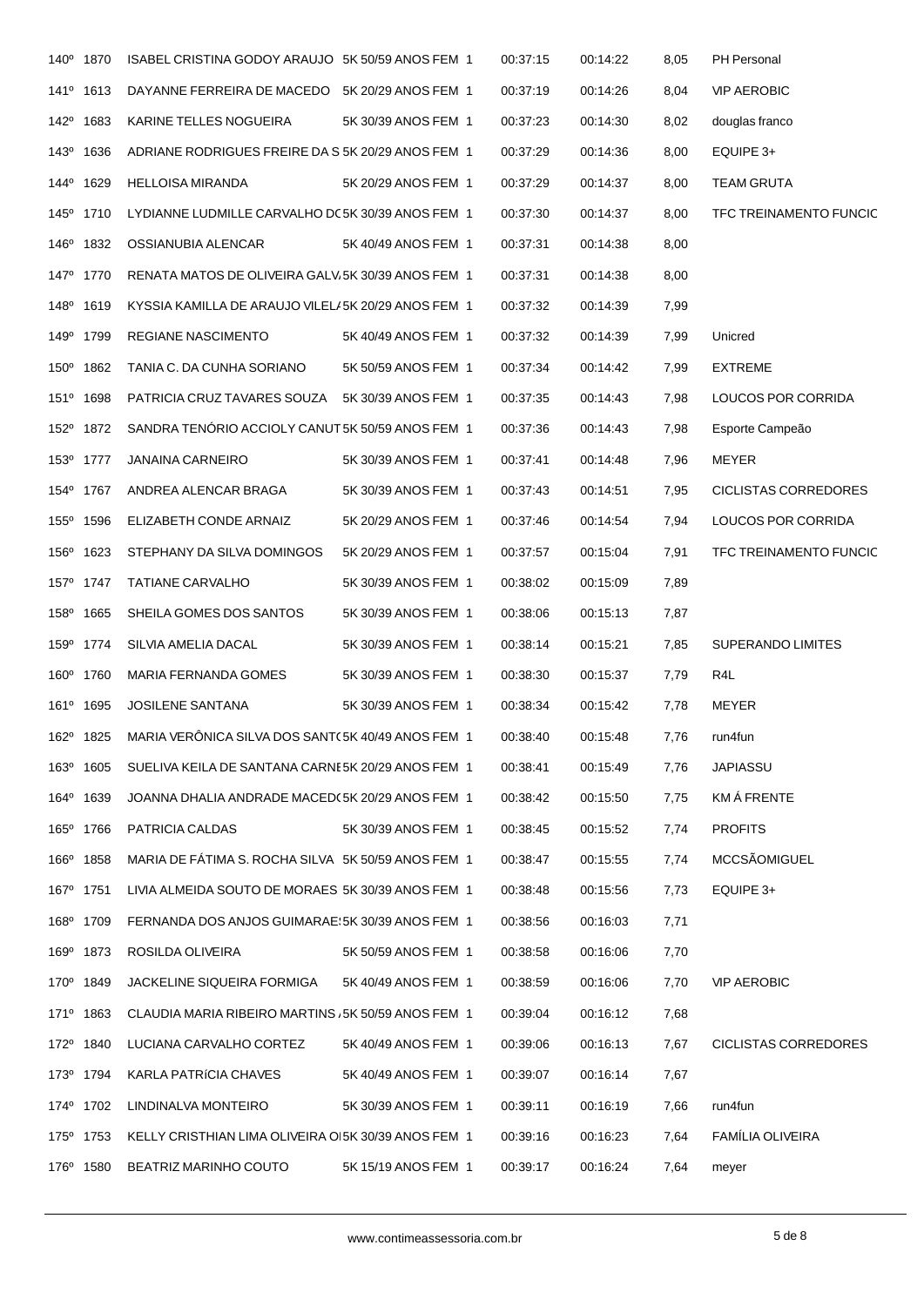| | | | | | | | | |
|---|---|---|---|---|---|---|---|---|
| 140º | 1870 | ISABEL CRISTINA GODOY ARAUJO | 5K 50/59 ANOS FEM | 1 | 00:37:15 | 00:14:22 | 8,05 | PH Personal |
| 141º | 1613 | DAYANNE FERREIRA DE MACEDO | 5K 20/29 ANOS FEM | 1 | 00:37:19 | 00:14:26 | 8,04 | VIP AEROBIC |
| 142º | 1683 | KARINE TELLES NOGUEIRA | 5K 30/39 ANOS FEM | 1 | 00:37:23 | 00:14:30 | 8,02 | douglas franco |
| 143º | 1636 | ADRIANE RODRIGUES FREIRE DA S | 5K 20/29 ANOS FEM | 1 | 00:37:29 | 00:14:36 | 8,00 | EQUIPE 3+ |
| 144º | 1629 | HELLOISA MIRANDA | 5K 20/29 ANOS FEM | 1 | 00:37:29 | 00:14:37 | 8,00 | TEAM GRUTA |
| 145º | 1710 | LYDIANNE LUDMILLE CARVALHO DC | 5K 30/39 ANOS FEM | 1 | 00:37:30 | 00:14:37 | 8,00 | TFC TREINAMENTO FUNCIC |
| 146º | 1832 | OSSIANUBIA ALENCAR | 5K 40/49 ANOS FEM | 1 | 00:37:31 | 00:14:38 | 8,00 | |
| 147º | 1770 | RENATA MATOS DE OLIVEIRA GALV | 5K 30/39 ANOS FEM | 1 | 00:37:31 | 00:14:38 | 8,00 | |
| 148º | 1619 | KYSSIA KAMILLA DE ARAUJO VILEL | 5K 20/29 ANOS FEM | 1 | 00:37:32 | 00:14:39 | 7,99 | |
| 149º | 1799 | REGIANE NASCIMENTO | 5K 40/49 ANOS FEM | 1 | 00:37:32 | 00:14:39 | 7,99 | Unicred |
| 150º | 1862 | TANIA C. DA CUNHA SORIANO | 5K 50/59 ANOS FEM | 1 | 00:37:34 | 00:14:42 | 7,99 | EXTREME |
| 151º | 1698 | PATRICIA CRUZ TAVARES SOUZA | 5K 30/39 ANOS FEM | 1 | 00:37:35 | 00:14:43 | 7,98 | LOUCOS POR CORRIDA |
| 152º | 1872 | SANDRA TENÓRIO ACCIOLY CANUT | 5K 50/59 ANOS FEM | 1 | 00:37:36 | 00:14:43 | 7,98 | Esporte Campeão |
| 153º | 1777 | JANAINA CARNEIRO | 5K 30/39 ANOS FEM | 1 | 00:37:41 | 00:14:48 | 7,96 | MEYER |
| 154º | 1767 | ANDREA ALENCAR BRAGA | 5K 30/39 ANOS FEM | 1 | 00:37:43 | 00:14:51 | 7,95 | CICLISTAS CORREDORES |
| 155º | 1596 | ELIZABETH CONDE ARNAIZ | 5K 20/29 ANOS FEM | 1 | 00:37:46 | 00:14:54 | 7,94 | LOUCOS POR CORRIDA |
| 156º | 1623 | STEPHANY DA SILVA DOMINGOS | 5K 20/29 ANOS FEM | 1 | 00:37:57 | 00:15:04 | 7,91 | TFC TREINAMENTO FUNCIC |
| 157º | 1747 | TATIANE CARVALHO | 5K 30/39 ANOS FEM | 1 | 00:38:02 | 00:15:09 | 7,89 | |
| 158º | 1665 | SHEILA GOMES DOS SANTOS | 5K 30/39 ANOS FEM | 1 | 00:38:06 | 00:15:13 | 7,87 | |
| 159º | 1774 | SILVIA AMELIA DACAL | 5K 30/39 ANOS FEM | 1 | 00:38:14 | 00:15:21 | 7,85 | SUPERANDO LIMITES |
| 160º | 1760 | MARIA FERNANDA GOMES | 5K 30/39 ANOS FEM | 1 | 00:38:30 | 00:15:37 | 7,79 | R4L |
| 161º | 1695 | JOSILENE SANTANA | 5K 30/39 ANOS FEM | 1 | 00:38:34 | 00:15:42 | 7,78 | MEYER |
| 162º | 1825 | MARIA VERÔNICA SILVA DOS SANT( | 5K 40/49 ANOS FEM | 1 | 00:38:40 | 00:15:48 | 7,76 | run4fun |
| 163º | 1605 | SUELIVA KEILA DE SANTANA CARNE | 5K 20/29 ANOS FEM | 1 | 00:38:41 | 00:15:49 | 7,76 | JAPIASSU |
| 164º | 1639 | JOANNA DHALIA ANDRADE MACED( | 5K 20/29 ANOS FEM | 1 | 00:38:42 | 00:15:50 | 7,75 | KM Á FRENTE |
| 165º | 1766 | PATRICIA CALDAS | 5K 30/39 ANOS FEM | 1 | 00:38:45 | 00:15:52 | 7,74 | PROFITS |
| 166º | 1858 | MARIA DE FÁTIMA S. ROCHA SILVA | 5K 50/59 ANOS FEM | 1 | 00:38:47 | 00:15:55 | 7,74 | MCCSÃOMIGUEL |
| 167º | 1751 | LIVIA ALMEIDA SOUTO DE MORAES | 5K 30/39 ANOS FEM | 1 | 00:38:48 | 00:15:56 | 7,73 | EQUIPE 3+ |
| 168º | 1709 | FERNANDA DOS ANJOS GUIMARAE | 5K 30/39 ANOS FEM | 1 | 00:38:56 | 00:16:03 | 7,71 | |
| 169º | 1873 | ROSILDA OLIVEIRA | 5K 50/59 ANOS FEM | 1 | 00:38:58 | 00:16:06 | 7,70 | |
| 170º | 1849 | JACKELINE SIQUEIRA FORMIGA | 5K 40/49 ANOS FEM | 1 | 00:38:59 | 00:16:06 | 7,70 | VIP AEROBIC |
| 171º | 1863 | CLAUDIA MARIA RIBEIRO MARTINS | 5K 50/59 ANOS FEM | 1 | 00:39:04 | 00:16:12 | 7,68 | |
| 172º | 1840 | LUCIANA CARVALHO CORTEZ | 5K 40/49 ANOS FEM | 1 | 00:39:06 | 00:16:13 | 7,67 | CICLISTAS CORREDORES |
| 173º | 1794 | KARLA PATRÍCIA CHAVES | 5K 40/49 ANOS FEM | 1 | 00:39:07 | 00:16:14 | 7,67 | |
| 174º | 1702 | LINDINALVA MONTEIRO | 5K 30/39 ANOS FEM | 1 | 00:39:11 | 00:16:19 | 7,66 | run4fun |
| 175º | 1753 | KELLY CRISTHIAN LIMA OLIVEIRA O | 5K 30/39 ANOS FEM | 1 | 00:39:16 | 00:16:23 | 7,64 | FAMÍLIA OLIVEIRA |
| 176º | 1580 | BEATRIZ MARINHO COUTO | 5K 15/19 ANOS FEM | 1 | 00:39:17 | 00:16:24 | 7,64 | meyer |

www.contimeassessoria.com.br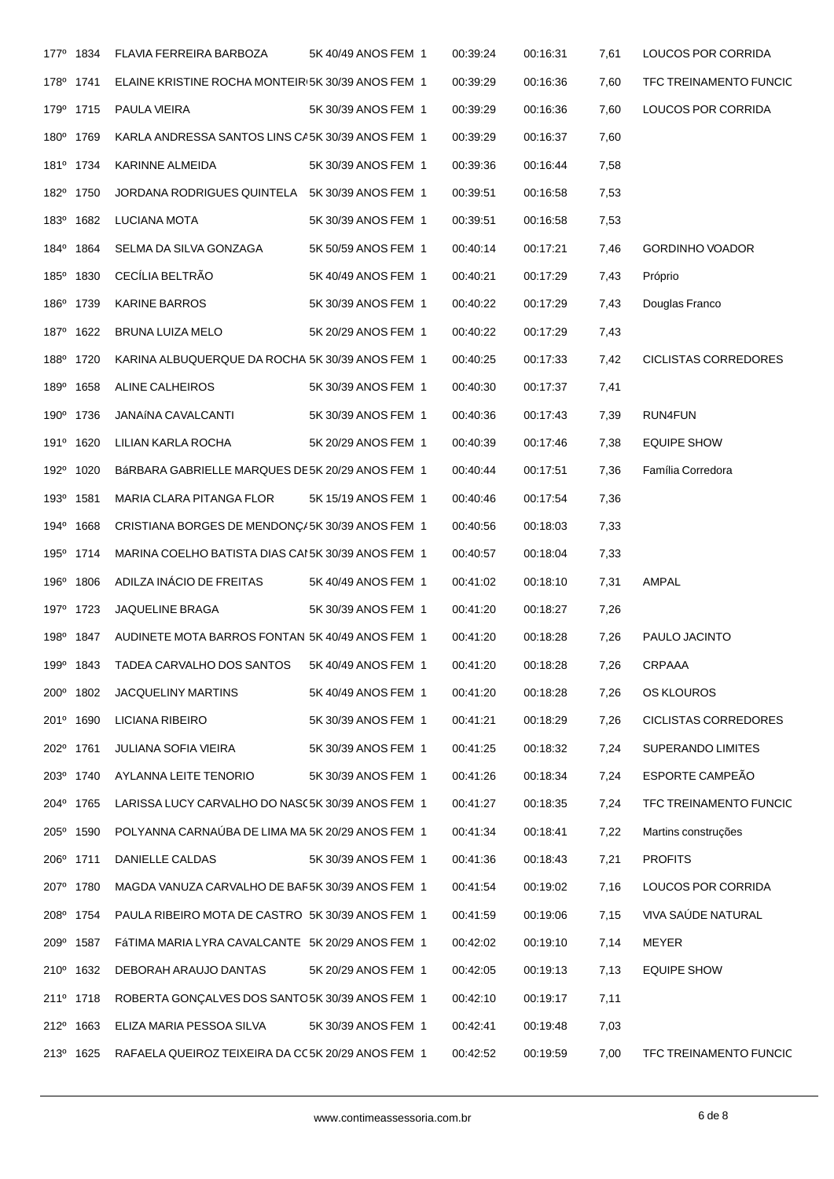| | | | | | | | |
|---|---|---|---|---|---|---|---|
| 177º | 1834 | FLAVIA FERREIRA BARBOZA | 5K 40/49 ANOS FEM 1 | 00:39:24 | 00:16:31 | 7,61 | LOUCOS POR CORRIDA |
| 178º | 1741 | ELAINE KRISTINE ROCHA MONTEIR | 5K 30/39 ANOS FEM 1 | 00:39:29 | 00:16:36 | 7,60 | TFC TREINAMENTO FUNCIC |
| 179º | 1715 | PAULA VIEIRA | 5K 30/39 ANOS FEM 1 | 00:39:29 | 00:16:36 | 7,60 | LOUCOS POR CORRIDA |
| 180º | 1769 | KARLA ANDRESSA SANTOS LINS CA | 5K 30/39 ANOS FEM 1 | 00:39:29 | 00:16:37 | 7,60 | |
| 181º | 1734 | KARINNE ALMEIDA | 5K 30/39 ANOS FEM 1 | 00:39:36 | 00:16:44 | 7,58 | |
| 182º | 1750 | JORDANA RODRIGUES QUINTELA | 5K 30/39 ANOS FEM 1 | 00:39:51 | 00:16:58 | 7,53 | |
| 183º | 1682 | LUCIANA MOTA | 5K 30/39 ANOS FEM 1 | 00:39:51 | 00:16:58 | 7,53 | |
| 184º | 1864 | SELMA DA SILVA GONZAGA | 5K 50/59 ANOS FEM 1 | 00:40:14 | 00:17:21 | 7,46 | GORDINHO VOADOR |
| 185º | 1830 | CECÍLIA BELTRÃO | 5K 40/49 ANOS FEM 1 | 00:40:21 | 00:17:29 | 7,43 | Próprio |
| 186º | 1739 | KARINE BARROS | 5K 30/39 ANOS FEM 1 | 00:40:22 | 00:17:29 | 7,43 | Douglas Franco |
| 187º | 1622 | BRUNA LUIZA MELO | 5K 20/29 ANOS FEM 1 | 00:40:22 | 00:17:29 | 7,43 | |
| 188º | 1720 | KARINA ALBUQUERQUE DA ROCHA | 5K 30/39 ANOS FEM 1 | 00:40:25 | 00:17:33 | 7,42 | CICLISTAS CORREDORES |
| 189º | 1658 | ALINE CALHEIROS | 5K 30/39 ANOS FEM 1 | 00:40:30 | 00:17:37 | 7,41 | |
| 190º | 1736 | JANAíNA CAVALCANTI | 5K 30/39 ANOS FEM 1 | 00:40:36 | 00:17:43 | 7,39 | RUN4FUN |
| 191º | 1620 | LILIAN KARLA ROCHA | 5K 20/29 ANOS FEM 1 | 00:40:39 | 00:17:46 | 7,38 | EQUIPE SHOW |
| 192º | 1020 | BáRBARA GABRIELLE MARQUES DE | 5K 20/29 ANOS FEM 1 | 00:40:44 | 00:17:51 | 7,36 | Família Corredora |
| 193º | 1581 | MARIA CLARA PITANGA FLOR | 5K 15/19 ANOS FEM 1 | 00:40:46 | 00:17:54 | 7,36 | |
| 194º | 1668 | CRISTIANA BORGES DE MENDONÇA | 5K 30/39 ANOS FEM 1 | 00:40:56 | 00:18:03 | 7,33 | |
| 195º | 1714 | MARINA COELHO BATISTA DIAS CA | 5K 30/39 ANOS FEM 1 | 00:40:57 | 00:18:04 | 7,33 | |
| 196º | 1806 | ADILZA INÁCIO DE FREITAS | 5K 40/49 ANOS FEM 1 | 00:41:02 | 00:18:10 | 7,31 | AMPAL |
| 197º | 1723 | JAQUELINE BRAGA | 5K 30/39 ANOS FEM 1 | 00:41:20 | 00:18:27 | 7,26 | |
| 198º | 1847 | AUDINETE MOTA BARROS FONTAN | 5K 40/49 ANOS FEM 1 | 00:41:20 | 00:18:28 | 7,26 | PAULO JACINTO |
| 199º | 1843 | TADEA CARVALHO DOS SANTOS | 5K 40/49 ANOS FEM 1 | 00:41:20 | 00:18:28 | 7,26 | CRPAAA |
| 200º | 1802 | JACQUELINY MARTINS | 5K 40/49 ANOS FEM 1 | 00:41:20 | 00:18:28 | 7,26 | OS KLOUROS |
| 201º | 1690 | LICIANA RIBEIRO | 5K 30/39 ANOS FEM 1 | 00:41:21 | 00:18:29 | 7,26 | CICLISTAS CORREDORES |
| 202º | 1761 | JULIANA SOFIA VIEIRA | 5K 30/39 ANOS FEM 1 | 00:41:25 | 00:18:32 | 7,24 | SUPERANDO LIMITES |
| 203º | 1740 | AYLANNA LEITE TENORIO | 5K 30/39 ANOS FEM 1 | 00:41:26 | 00:18:34 | 7,24 | ESPORTE CAMPEÃO |
| 204º | 1765 | LARISSA LUCY CARVALHO DO NASC | 5K 30/39 ANOS FEM 1 | 00:41:27 | 00:18:35 | 7,24 | TFC TREINAMENTO FUNCIC |
| 205º | 1590 | POLYANNA CARNAÚBA DE LIMA MA | 5K 20/29 ANOS FEM 1 | 00:41:34 | 00:18:41 | 7,22 | Martins construções |
| 206º | 1711 | DANIELLE CALDAS | 5K 30/39 ANOS FEM 1 | 00:41:36 | 00:18:43 | 7,21 | PROFITS |
| 207º | 1780 | MAGDA VANUZA CARVALHO DE BAR | 5K 30/39 ANOS FEM 1 | 00:41:54 | 00:19:02 | 7,16 | LOUCOS POR CORRIDA |
| 208º | 1754 | PAULA RIBEIRO MOTA DE CASTRO | 5K 30/39 ANOS FEM 1 | 00:41:59 | 00:19:06 | 7,15 | VIVA SAÚDE NATURAL |
| 209º | 1587 | FáTIMA MARIA LYRA CAVALCANTE | 5K 20/29 ANOS FEM 1 | 00:42:02 | 00:19:10 | 7,14 | MEYER |
| 210º | 1632 | DEBORAH ARAUJO DANTAS | 5K 20/29 ANOS FEM 1 | 00:42:05 | 00:19:13 | 7,13 | EQUIPE SHOW |
| 211º | 1718 | ROBERTA GONÇALVES DOS SANTO | 5K 30/39 ANOS FEM 1 | 00:42:10 | 00:19:17 | 7,11 | |
| 212º | 1663 | ELIZA MARIA PESSOA SILVA | 5K 30/39 ANOS FEM 1 | 00:42:41 | 00:19:48 | 7,03 | |
| 213º | 1625 | RAFAELA QUEIROZ TEIXEIRA DA CC | 5K 20/29 ANOS FEM 1 | 00:42:52 | 00:19:59 | 7,00 | TFC TREINAMENTO FUNCIC |

www.contimeassessoria.com.br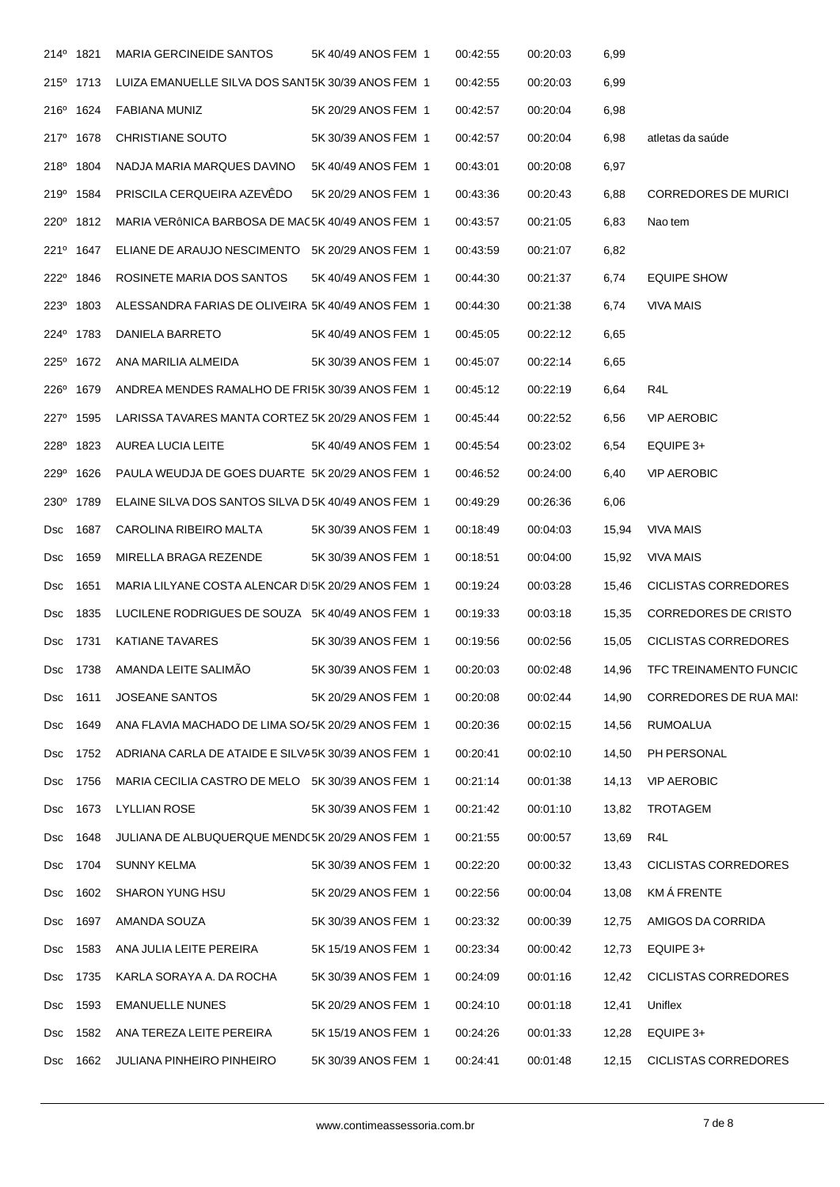| | | | | | | | | |
|---|---|---|---|---|---|---|---|---|
| 214º | 1821 | MARIA GERCINEIDE SANTOS | 5K 40/49 ANOS FEM | 1 | 00:42:55 | 00:20:03 | 6,99 | |
| 215º | 1713 | LUIZA EMANUELLE SILVA DOS SANT | 5K 30/39 ANOS FEM | 1 | 00:42:55 | 00:20:03 | 6,99 | |
| 216º | 1624 | FABIANA MUNIZ | 5K 20/29 ANOS FEM | 1 | 00:42:57 | 00:20:04 | 6,98 | |
| 217º | 1678 | CHRISTIANE SOUTO | 5K 30/39 ANOS FEM | 1 | 00:42:57 | 00:20:04 | 6,98 | atletas da saúde |
| 218º | 1804 | NADJA MARIA MARQUES DAVINO | 5K 40/49 ANOS FEM | 1 | 00:43:01 | 00:20:08 | 6,97 | |
| 219º | 1584 | PRISCILA CERQUEIRA AZEVÊDO | 5K 20/29 ANOS FEM | 1 | 00:43:36 | 00:20:43 | 6,88 | CORREDORES DE MURICI |
| 220º | 1812 | MARIA VERôNICA BARBOSA DE MAC | 5K 40/49 ANOS FEM | 1 | 00:43:57 | 00:21:05 | 6,83 | Nao tem |
| 221º | 1647 | ELIANE DE ARAUJO NESCIMENTO | 5K 20/29 ANOS FEM | 1 | 00:43:59 | 00:21:07 | 6,82 | |
| 222º | 1846 | ROSINETE MARIA DOS SANTOS | 5K 40/49 ANOS FEM | 1 | 00:44:30 | 00:21:37 | 6,74 | EQUIPE SHOW |
| 223º | 1803 | ALESSANDRA FARIAS DE OLIVEIRA | 5K 40/49 ANOS FEM | 1 | 00:44:30 | 00:21:38 | 6,74 | VIVA MAIS |
| 224º | 1783 | DANIELA BARRETO | 5K 40/49 ANOS FEM | 1 | 00:45:05 | 00:22:12 | 6,65 | |
| 225º | 1672 | ANA MARILIA ALMEIDA | 5K 30/39 ANOS FEM | 1 | 00:45:07 | 00:22:14 | 6,65 | |
| 226º | 1679 | ANDREA MENDES RAMALHO DE FRI | 5K 30/39 ANOS FEM | 1 | 00:45:12 | 00:22:19 | 6,64 | R4L |
| 227º | 1595 | LARISSA TAVARES MANTA CORTEZ | 5K 20/29 ANOS FEM | 1 | 00:45:44 | 00:22:52 | 6,56 | VIP AEROBIC |
| 228º | 1823 | AUREA LUCIA LEITE | 5K 40/49 ANOS FEM | 1 | 00:45:54 | 00:23:02 | 6,54 | EQUIPE 3+ |
| 229º | 1626 | PAULA WEUDJA DE GOES DUARTE | 5K 20/29 ANOS FEM | 1 | 00:46:52 | 00:24:00 | 6,40 | VIP AEROBIC |
| 230º | 1789 | ELAINE SILVA DOS SANTOS SILVA D | 5K 40/49 ANOS FEM | 1 | 00:49:29 | 00:26:36 | 6,06 | |
| Dsc | 1687 | CAROLINA RIBEIRO MALTA | 5K 30/39 ANOS FEM | 1 | 00:18:49 | 00:04:03 | 15,94 | VIVA MAIS |
| Dsc | 1659 | MIRELLA BRAGA REZENDE | 5K 30/39 ANOS FEM | 1 | 00:18:51 | 00:04:00 | 15,92 | VIVA MAIS |
| Dsc | 1651 | MARIA LILYANE COSTA ALENCAR D | 5K 20/29 ANOS FEM | 1 | 00:19:24 | 00:03:28 | 15,46 | CICLISTAS CORREDORES |
| Dsc | 1835 | LUCILENE RODRIGUES DE SOUZA | 5K 40/49 ANOS FEM | 1 | 00:19:33 | 00:03:18 | 15,35 | CORREDORES DE CRISTO |
| Dsc | 1731 | KATIANE TAVARES | 5K 30/39 ANOS FEM | 1 | 00:19:56 | 00:02:56 | 15,05 | CICLISTAS CORREDORES |
| Dsc | 1738 | AMANDA LEITE SALIMÃO | 5K 30/39 ANOS FEM | 1 | 00:20:03 | 00:02:48 | 14,96 | TFC TREINAMENTO FUNCIC |
| Dsc | 1611 | JOSEANE SANTOS | 5K 20/29 ANOS FEM | 1 | 00:20:08 | 00:02:44 | 14,90 | CORREDORES DE RUA MAI: |
| Dsc | 1649 | ANA FLAVIA MACHADO DE LIMA SO | 5K 20/29 ANOS FEM | 1 | 00:20:36 | 00:02:15 | 14,56 | RUMOALUA |
| Dsc | 1752 | ADRIANA CARLA DE ATAIDE E SILVA | 5K 30/39 ANOS FEM | 1 | 00:20:41 | 00:02:10 | 14,50 | PH PERSONAL |
| Dsc | 1756 | MARIA CECILIA CASTRO DE MELO | 5K 30/39 ANOS FEM | 1 | 00:21:14 | 00:01:38 | 14,13 | VIP AEROBIC |
| Dsc | 1673 | LYLLIAN ROSE | 5K 30/39 ANOS FEM | 1 | 00:21:42 | 00:01:10 | 13,82 | TROTAGEM |
| Dsc | 1648 | JULIANA DE ALBUQUERQUE MEND( | 5K 20/29 ANOS FEM | 1 | 00:21:55 | 00:00:57 | 13,69 | R4L |
| Dsc | 1704 | SUNNY KELMA | 5K 30/39 ANOS FEM | 1 | 00:22:20 | 00:00:32 | 13,43 | CICLISTAS CORREDORES |
| Dsc | 1602 | SHARON YUNG HSU | 5K 20/29 ANOS FEM | 1 | 00:22:56 | 00:00:04 | 13,08 | KM Á FRENTE |
| Dsc | 1697 | AMANDA SOUZA | 5K 30/39 ANOS FEM | 1 | 00:23:32 | 00:00:39 | 12,75 | AMIGOS DA CORRIDA |
| Dsc | 1583 | ANA JULIA LEITE PEREIRA | 5K 15/19 ANOS FEM | 1 | 00:23:34 | 00:00:42 | 12,73 | EQUIPE 3+ |
| Dsc | 1735 | KARLA SORAYA A. DA ROCHA | 5K 30/39 ANOS FEM | 1 | 00:24:09 | 00:01:16 | 12,42 | CICLISTAS CORREDORES |
| Dsc | 1593 | EMANUELLE NUNES | 5K 20/29 ANOS FEM | 1 | 00:24:10 | 00:01:18 | 12,41 | Uniflex |
| Dsc | 1582 | ANA TEREZA LEITE PEREIRA | 5K 15/19 ANOS FEM | 1 | 00:24:26 | 00:01:33 | 12,28 | EQUIPE 3+ |
| Dsc | 1662 | JULIANA PINHEIRO PINHEIRO | 5K 30/39 ANOS FEM | 1 | 00:24:41 | 00:01:48 | 12,15 | CICLISTAS CORREDORES |

www.contimeassessoria.com.br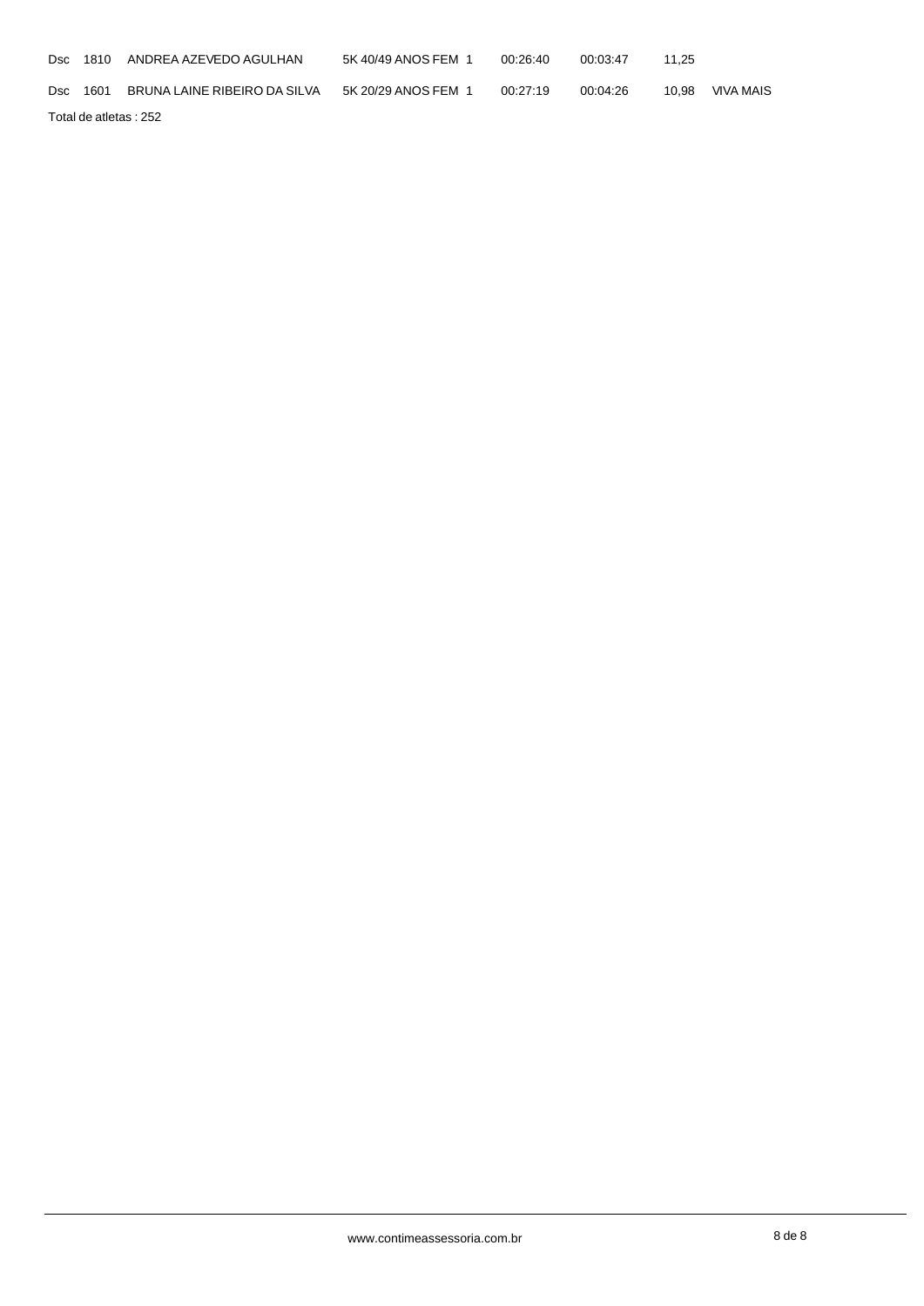| | | | | | | | |
|---|---|---|---|---|---|---|---|
| Dsc | 1810 | ANDREA AZEVEDO AGULHAN | 5K 40/49 ANOS FEM 1 | 00:26:40 | 00:03:47 | 11,25 | |
| Dsc | 1601 | BRUNA LAINE RIBEIRO DA SILVA | 5K 20/29 ANOS FEM 1 | 00:27:19 | 00:04:26 | 10,98 | VIVA MAIS |

Total de atletas : 252

www.contimeassessoria.com.br